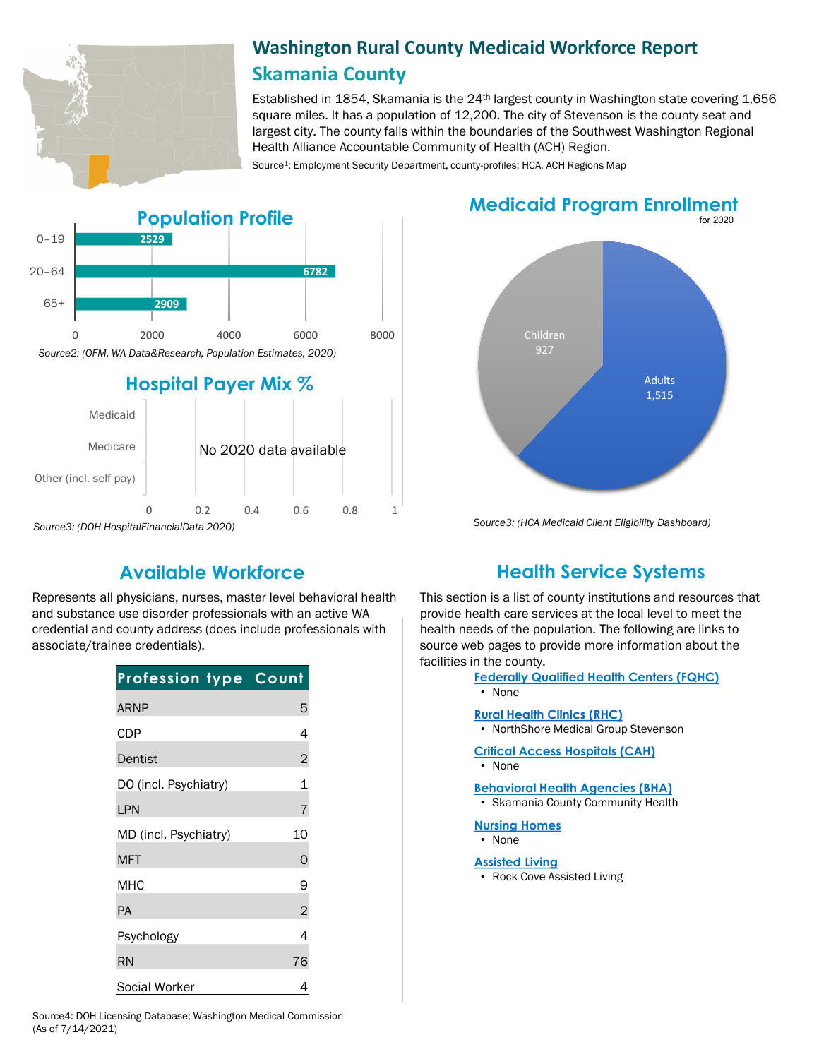# Washington Rural County Medicaid Workforce Report

## Skamania County

Established in 1854, Skamania is the 24th largest county in Washington state covering 1,656 square miles. It has a population of 12,200. The city of Stevenson is the county seat and largest city. The county falls within the boundaries of the Southwest Washington Regional Health Alliance Accountable Community of Health (ACH) Region.

Source1: Employment Security Department, county-profiles; HCA, ACH Regions Map

## Population Profile

| Age | Population |
|---|---|
| 0–19 | 2529 |
| 20–64 | 6782 |
| 65+ | 2909 |

*Source2: (OFM, WA Data&Research, Population Estimates, 2020)*

## Hospital Payer Mix %

Medicaid, Medicare, Other (incl. self pay)

No 2020 data available

*Source3: (DOH HospitalFinancialData 2020)*

## Medicaid Program Enrollment

for 2020

| Group | Enrollment |
|---|---|
| Children | 927 |
| Adults | 1,515 |

*Source3: (HCA Medicaid Client Eligibility Dashboard)*

## Available Workforce

Represents all physicians, nurses, master level behavioral health and substance use disorder professionals with an active WA credential and county address (does include professionals with associate/trainee credentials).

| Profession type | Count |
|---|---|
| ARNP | 5 |
| CDP | 4 |
| Dentist | 2 |
| DO (incl. Psychiatry) | 1 |
| LPN | 7 |
| MD (incl. Psychiatry) | 10 |
| MFT | 0 |
| MHC | 9 |
| PA | 2 |
| Psychology | 4 |
| RN | 76 |
| Social Worker | 4 |

Source4: DOH Licensing Database; Washington Medical Commission (As of 7/14/2021)

## Health Service Systems

This section is a list of county institutions and resources that provide health care services at the local level to meet the health needs of the population. The following are links to source web pages to provide more information about the facilities in the county.

**Federally Qualified Health Centers (FQHC)**
- None

**Rural Health Clinics (RHC)**
- NorthShore Medical Group Stevenson

**Critical Access Hospitals (CAH)**
- None

**Behavioral Health Agencies (BHA)**
- Skamania County Community Health

**Nursing Homes**
- None

**Assisted Living**
- Rock Cove Assisted Living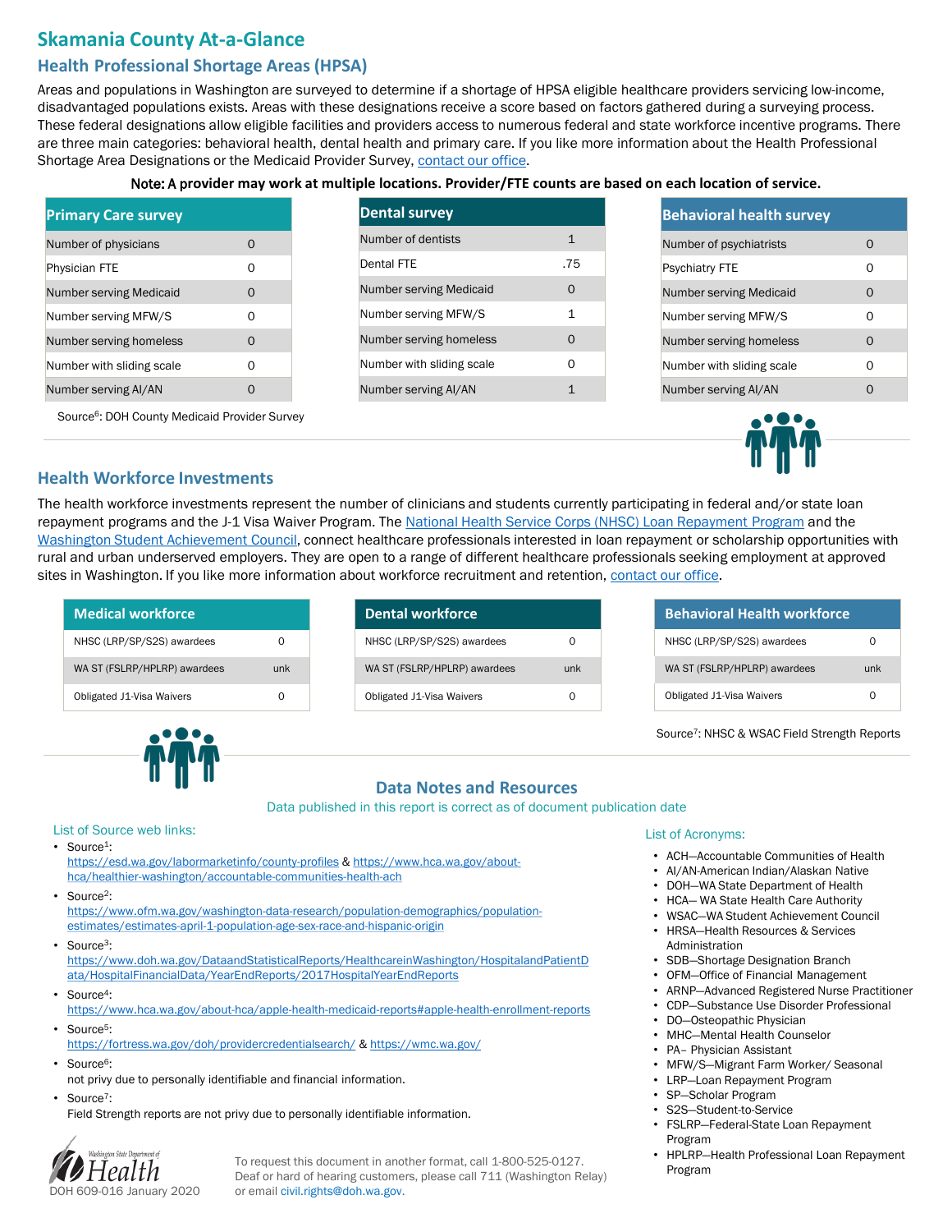# Skamania County At-a-Glance

## Health Professional Shortage Areas (HPSA)

Areas and populations in Washington are surveyed to determine if a shortage of HPSA eligible healthcare providers servicing low-income, disadvantaged populations exists. Areas with these designations receive a score based on factors gathered during a surveying process. These federal designations allow eligible facilities and providers access to numerous federal and state workforce incentive programs. There are three main categories: behavioral health, dental health and primary care. If you like more information about the Health Professional Shortage Area Designations or the Medicaid Provider Survey, contact our office.

**Note: A provider may work at multiple locations. Provider/FTE counts are based on each location of service.**

| Primary Care survey | |
|---|---|
| Number of physicians | 0 |
| Physician FTE | 0 |
| Number serving Medicaid | 0 |
| Number serving MFW/S | 0 |
| Number serving homeless | 0 |
| Number with sliding scale | 0 |
| Number serving AI/AN | 0 |

| Dental survey | |
|---|---|
| Number of dentists | 1 |
| Dental FTE | .75 |
| Number serving Medicaid | 0 |
| Number serving MFW/S | 1 |
| Number serving homeless | 0 |
| Number with sliding scale | 0 |
| Number serving AI/AN | 1 |

| Behavioral health survey | |
|---|---|
| Number of psychiatrists | 0 |
| Psychiatry FTE | 0 |
| Number serving Medicaid | 0 |
| Number serving MFW/S | 0 |
| Number serving homeless | 0 |
| Number with sliding scale | 0 |
| Number serving AI/AN | 0 |

Source[6]: DOH County Medicaid Provider Survey

## Health Workforce Investments

The health workforce investments represent the number of clinicians and students currently participating in federal and/or state loan repayment programs and the J-1 Visa Waiver Program. The National Health Service Corps (NHSC) Loan Repayment Program and the Washington Student Achievement Council, connect healthcare professionals interested in loan repayment or scholarship opportunities with rural and urban underserved employers. They are open to a range of different healthcare professionals seeking employment at approved sites in Washington. If you like more information about workforce recruitment and retention, contact our office.

| Medical workforce | |
|---|---|
| NHSC (LRP/SP/S2S) awardees | 0 |
| WA ST (FSLRP/HPLRP) awardees | unk |
| Obligated J1-Visa Waivers | 0 |

| Dental workforce | |
|---|---|
| NHSC (LRP/SP/S2S) awardees | 0 |
| WA ST (FSLRP/HPLRP) awardees | unk |
| Obligated J1-Visa Waivers | 0 |

| Behavioral Health workforce | |
|---|---|
| NHSC (LRP/SP/S2S) awardees | 0 |
| WA ST (FSLRP/HPLRP) awardees | unk |
| Obligated J1-Visa Waivers | 0 |

Source[7]: NHSC & WSAC Field Strength Reports

## Data Notes and Resources

Data published in this report is correct as of document publication date

List of Source web links:

- Source[1]: https://esd.wa.gov/labormarketinfo/county-profiles & https://www.hca.wa.gov/about-hca/healthier-washington/accountable-communities-health-ach
- Source[2]: https://www.ofm.wa.gov/washington-data-research/population-demographics/population-estimates/estimates-april-1-population-age-sex-race-and-hispanic-origin
- Source[3]: https://www.doh.wa.gov/DataandStatisticalReports/HealthcareinWashington/HospitalandPatientData/HospitalFinancialData/YearEndReports/2017HospitalYearEndReports
- Source[4]: https://www.hca.wa.gov/about-hca/apple-health-medicaid-reports#apple-health-enrollment-reports
- Source[5]: https://fortress.wa.gov/doh/providercredentialsearch/ & https://wmc.wa.gov/
- Source[6]: not privy due to personally identifiable and financial information.
- Source[7]: Field Strength reports are not privy due to personally identifiable information.

List of Acronyms:

- ACH—Accountable Communities of Health
- AI/AN-American Indian/Alaskan Native
- DOH—WA State Department of Health
- HCA— WA State Health Care Authority
- WSAC—WA Student Achievement Council
- HRSA—Health Resources & Services Administration
- SDB—Shortage Designation Branch
- OFM—Office of Financial Management
- ARNP—Advanced Registered Nurse Practitioner
- CDP—Substance Use Disorder Professional
- DO—Osteopathic Physician
- MHC—Mental Health Counselor
- PA– Physician Assistant
- MFW/S—Migrant Farm Worker/ Seasonal
- LRP—Loan Repayment Program
- SP—Scholar Program
- S2S—Student-to-Service
- FSLRP—Federal-State Loan Repayment Program
- HPLRP—Health Professional Loan Repayment Program

Washington State Department of Health

DOH 609-016 January 2020

To request this document in another format, call 1-800-525-0127. Deaf or hard of hearing customers, please call 711 (Washington Relay) or email civil.rights@doh.wa.gov.